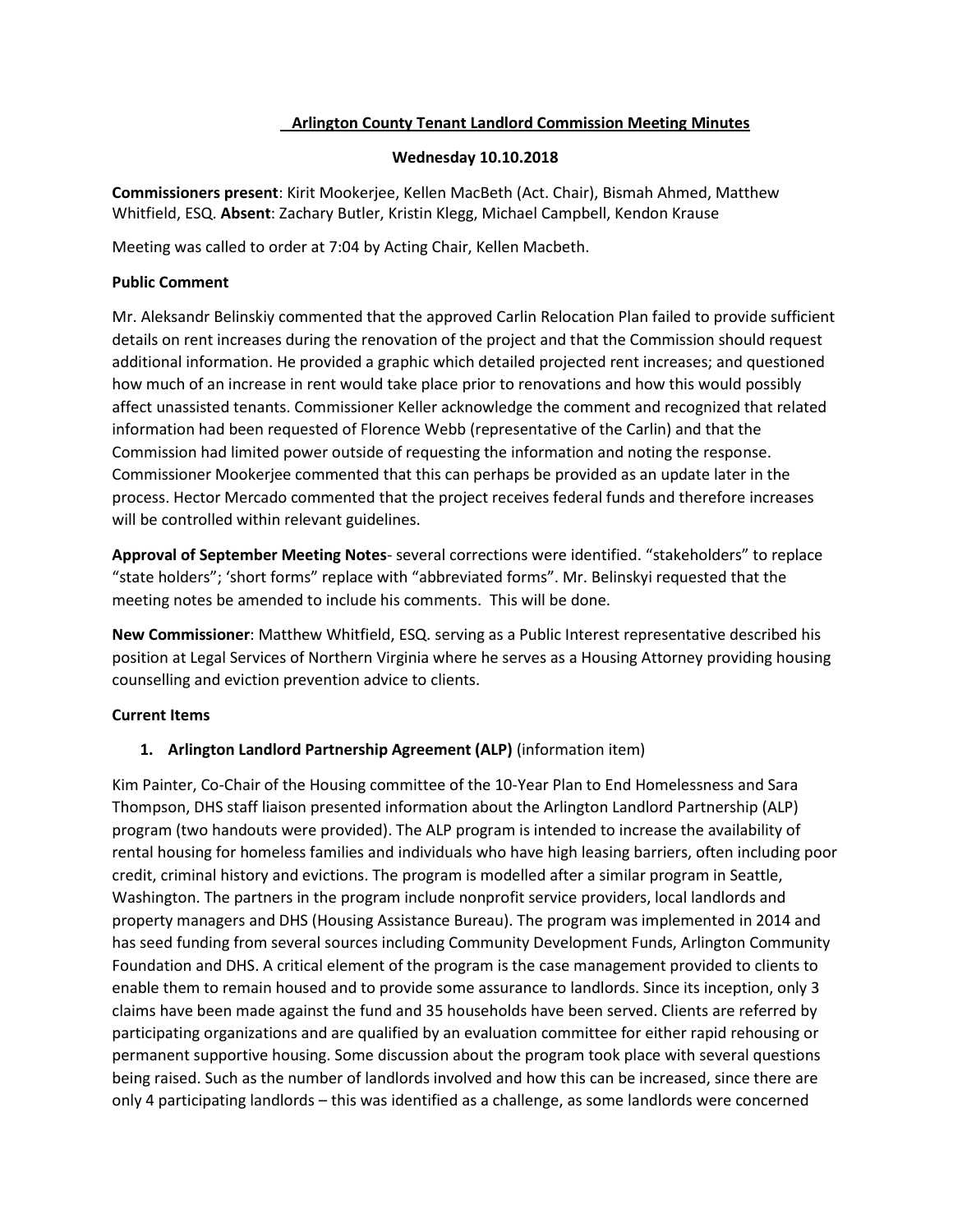**Arlington County Tenant Landlord Commission Meeting Minutes**

**Wednesday 10.10.2018**

**Commissioners present**: Kirit Mookerjee, Kellen MacBeth (Act. Chair), Bismah Ahmed, Matthew Whitfield, ESQ. **Absent**: Zachary Butler, Kristin Klegg, Michael Campbell, Kendon Krause

Meeting was called to order at 7:04 by Acting Chair, Kellen Macbeth.

**Public Comment**

Mr. Aleksandr Belinskiy commented that the approved Carlin Relocation Plan failed to provide sufficient details on rent increases during the renovation of the project and that the Commission should request additional information. He provided a graphic which detailed projected rent increases; and questioned how much of an increase in rent would take place prior to renovations and how this would possibly affect unassisted tenants. Commissioner Keller acknowledge the comment and recognized that related information had been requested of Florence Webb (representative of the Carlin) and that the Commission had limited power outside of requesting the information and noting the response. Commissioner Mookerjee commented that this can perhaps be provided as an update later in the process. Hector Mercado commented that the project receives federal funds and therefore increases will be controlled within relevant guidelines.

**Approval of September Meeting Notes**- several corrections were identified. "stakeholders" to replace "state holders"; 'short forms" replace with "abbreviated forms". Mr. Belinskyi requested that the meeting notes be amended to include his comments. This will be done.

**New Commissioner**: Matthew Whitfield, ESQ. serving as a Public Interest representative described his position at Legal Services of Northern Virginia where he serves as a Housing Attorney providing housing counselling and eviction prevention advice to clients.

**Current Items**

1. **Arlington Landlord Partnership Agreement (ALP)** (information item)

Kim Painter, Co-Chair of the Housing committee of the 10-Year Plan to End Homelessness and Sara Thompson, DHS staff liaison presented information about the Arlington Landlord Partnership (ALP) program (two handouts were provided). The ALP program is intended to increase the availability of rental housing for homeless families and individuals who have high leasing barriers, often including poor credit, criminal history and evictions. The program is modelled after a similar program in Seattle, Washington. The partners in the program include nonprofit service providers, local landlords and property managers and DHS (Housing Assistance Bureau). The program was implemented in 2014 and has seed funding from several sources including Community Development Funds, Arlington Community Foundation and DHS. A critical element of the program is the case management provided to clients to enable them to remain housed and to provide some assurance to landlords. Since its inception, only 3 claims have been made against the fund and 35 households have been served. Clients are referred by participating organizations and are qualified by an evaluation committee for either rapid rehousing or permanent supportive housing. Some discussion about the program took place with several questions being raised. Such as the number of landlords involved and how this can be increased, since there are only 4 participating landlords – this was identified as a challenge, as some landlords were concerned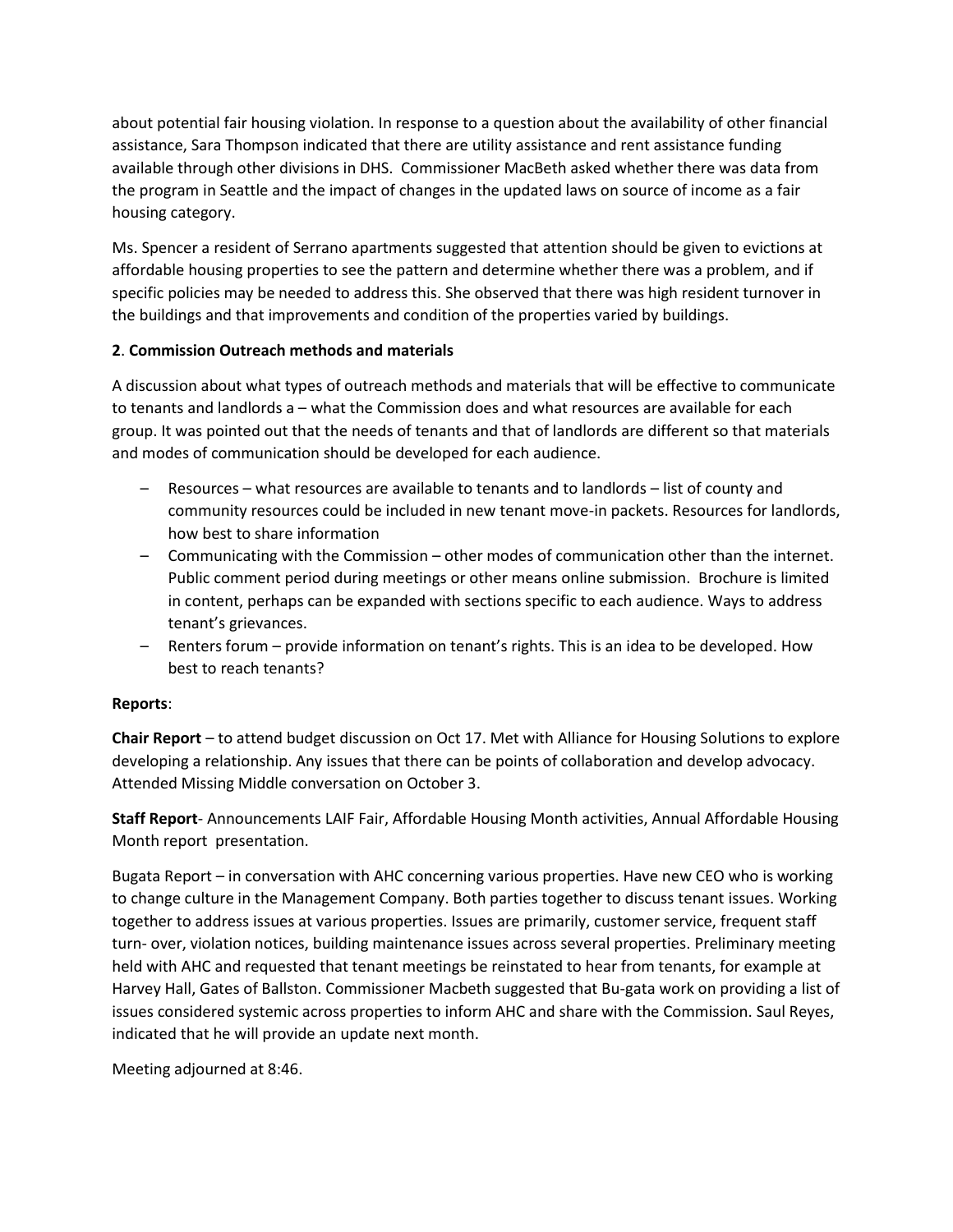about potential fair housing violation. In response to a question about the availability of other financial assistance, Sara Thompson indicated that there are utility assistance and rent assistance funding available through other divisions in DHS. Commissioner MacBeth asked whether there was data from the program in Seattle and the impact of changes in the updated laws on source of income as a fair housing category.

Ms. Spencer a resident of Serrano apartments suggested that attention should be given to evictions at affordable housing properties to see the pattern and determine whether there was a problem, and if specific policies may be needed to address this. She observed that there was high resident turnover in the buildings and that improvements and condition of the properties varied by buildings.

**2**. **Commission Outreach methods and materials**

A discussion about what types of outreach methods and materials that will be effective to communicate to tenants and landlords a – what the Commission does and what resources are available for each group. It was pointed out that the needs of tenants and that of landlords are different so that materials and modes of communication should be developed for each audience.

- Resources – what resources are available to tenants and to landlords – list of county and community resources could be included in new tenant move-in packets. Resources for landlords, how best to share information
- Communicating with the Commission – other modes of communication other than the internet. Public comment period during meetings or other means online submission. Brochure is limited in content, perhaps can be expanded with sections specific to each audience. Ways to address tenant's grievances.
- Renters forum – provide information on tenant's rights. This is an idea to be developed. How best to reach tenants?

**Reports**:

**Chair Report** – to attend budget discussion on Oct 17. Met with Alliance for Housing Solutions to explore developing a relationship. Any issues that there can be points of collaboration and develop advocacy. Attended Missing Middle conversation on October 3.

**Staff Report**- Announcements LAIF Fair, Affordable Housing Month activities, Annual Affordable Housing Month report presentation.

Bugata Report – in conversation with AHC concerning various properties. Have new CEO who is working to change culture in the Management Company. Both parties together to discuss tenant issues. Working together to address issues at various properties. Issues are primarily, customer service, frequent staff turn- over, violation notices, building maintenance issues across several properties. Preliminary meeting held with AHC and requested that tenant meetings be reinstated to hear from tenants, for example at Harvey Hall, Gates of Ballston. Commissioner Macbeth suggested that Bu-gata work on providing a list of issues considered systemic across properties to inform AHC and share with the Commission. Saul Reyes, indicated that he will provide an update next month.

Meeting adjourned at 8:46.